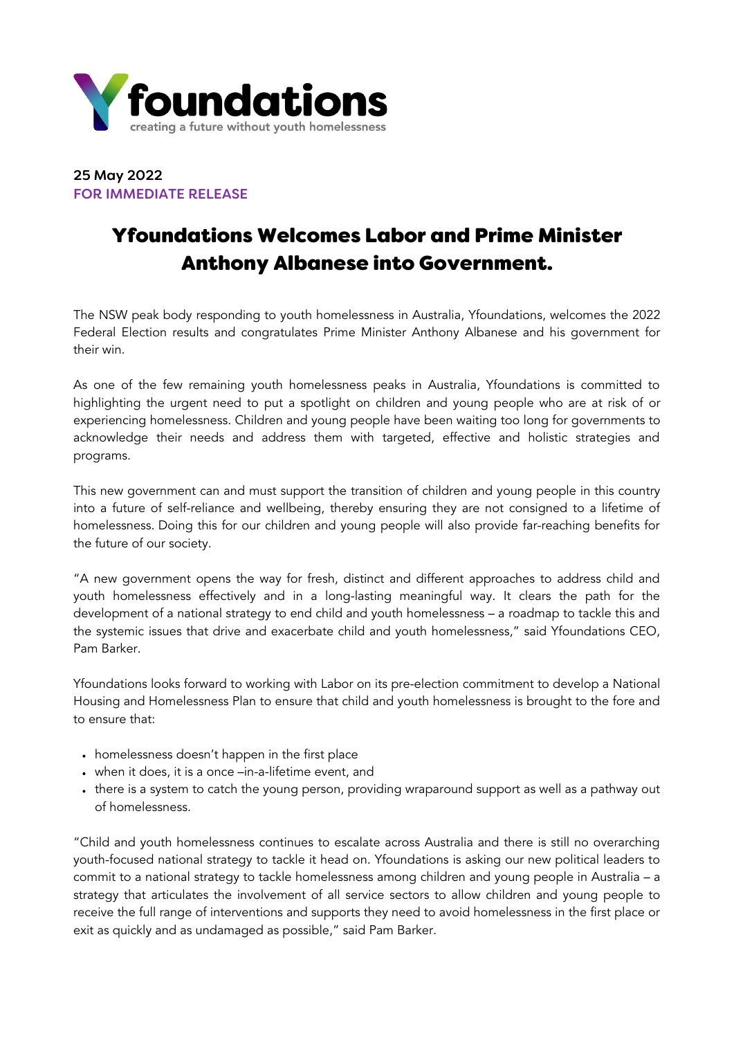**Yfoundations**

creating a future without youth homelessness

**25 May 2022**
**FOR IMMEDIATE RELEASE**

# Yfoundations Welcomes Labor and Prime Minister Anthony Albanese into Government.

The NSW peak body responding to youth homelessness in Australia, Yfoundations, welcomes the 2022 Federal Election results and congratulates Prime Minister Anthony Albanese and his government for their win.

As one of the few remaining youth homelessness peaks in Australia, Yfoundations is committed to highlighting the urgent need to put a spotlight on children and young people who are at risk of or experiencing homelessness. Children and young people have been waiting too long for governments to acknowledge their needs and address them with targeted, effective and holistic strategies and programs.

This new government can and must support the transition of children and young people in this country into a future of self-reliance and wellbeing, thereby ensuring they are not consigned to a lifetime of homelessness. Doing this for our children and young people will also provide far-reaching benefits for the future of our society.

"A new government opens the way for fresh, distinct and different approaches to address child and youth homelessness effectively and in a long-lasting meaningful way. It clears the path for the development of a national strategy to end child and youth homelessness – a roadmap to tackle this and the systemic issues that drive and exacerbate child and youth homelessness," said Yfoundations CEO, Pam Barker.

Yfoundations looks forward to working with Labor on its pre-election commitment to develop a National Housing and Homelessness Plan to ensure that child and youth homelessness is brought to the fore and to ensure that:

- homelessness doesn't happen in the first place
- when it does, it is a once –in-a-lifetime event, and
- there is a system to catch the young person, providing wraparound support as well as a pathway out of homelessness.

"Child and youth homelessness continues to escalate across Australia and there is still no overarching youth-focused national strategy to tackle it head on. Yfoundations is asking our new political leaders to commit to a national strategy to tackle homelessness among children and young people in Australia – a strategy that articulates the involvement of all service sectors to allow children and young people to receive the full range of interventions and supports they need to avoid homelessness in the first place or exit as quickly and as undamaged as possible," said Pam Barker.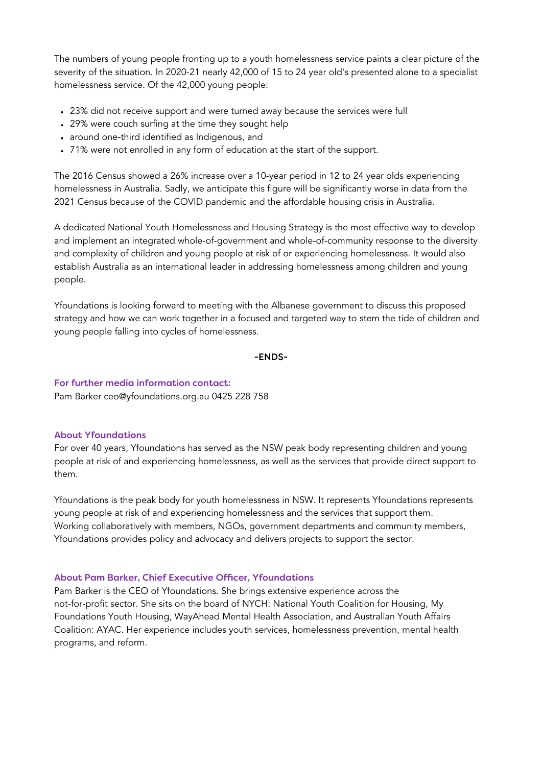The numbers of young people fronting up to a youth homelessness service paints a clear picture of the severity of the situation. In 2020-21 nearly 42,000 of 15 to 24 year old's presented alone to a specialist homelessness service. Of the 42,000 young people:

- 23% did not receive support and were turned away because the services were full
- 29% were couch surfing at the time they sought help
- around one-third identified as Indigenous, and
- 71% were not enrolled in any form of education at the start of the support.

The 2016 Census showed a 26% increase over a 10-year period in 12 to 24 year olds experiencing homelessness in Australia. Sadly, we anticipate this figure will be significantly worse in data from the 2021 Census because of the COVID pandemic and the affordable housing crisis in Australia.

A dedicated National Youth Homelessness and Housing Strategy is the most effective way to develop and implement an integrated whole-of-government and whole-of-community response to the diversity and complexity of children and young people at risk of or experiencing homelessness. It would also establish Australia as an international leader in addressing homelessness among children and young people.

Yfoundations is looking forward to meeting with the Albanese government to discuss this proposed strategy and how we can work together in a focused and targeted way to stem the tide of children and young people falling into cycles of homelessness.

**-ENDS-**

**For further media information contact:**
Pam Barker ceo@yfoundations.org.au 0425 228 758

### About Yfoundations

For over 40 years, Yfoundations has served as the NSW peak body representing children and young people at risk of and experiencing homelessness, as well as the services that provide direct support to them.

Yfoundations is the peak body for youth homelessness in NSW. It represents Yfoundations represents young people at risk of and experiencing homelessness and the services that support them. Working collaboratively with members, NGOs, government departments and community members, Yfoundations provides policy and advocacy and delivers projects to support the sector.

### About Pam Barker, Chief Executive Officer, Yfoundations

Pam Barker is the CEO of Yfoundations. She brings extensive experience across the not-for-profit sector. She sits on the board of NYCH: National Youth Coalition for Housing, My Foundations Youth Housing, WayAhead Mental Health Association, and Australian Youth Affairs Coalition: AYAC. Her experience includes youth services, homelessness prevention, mental health programs, and reform.